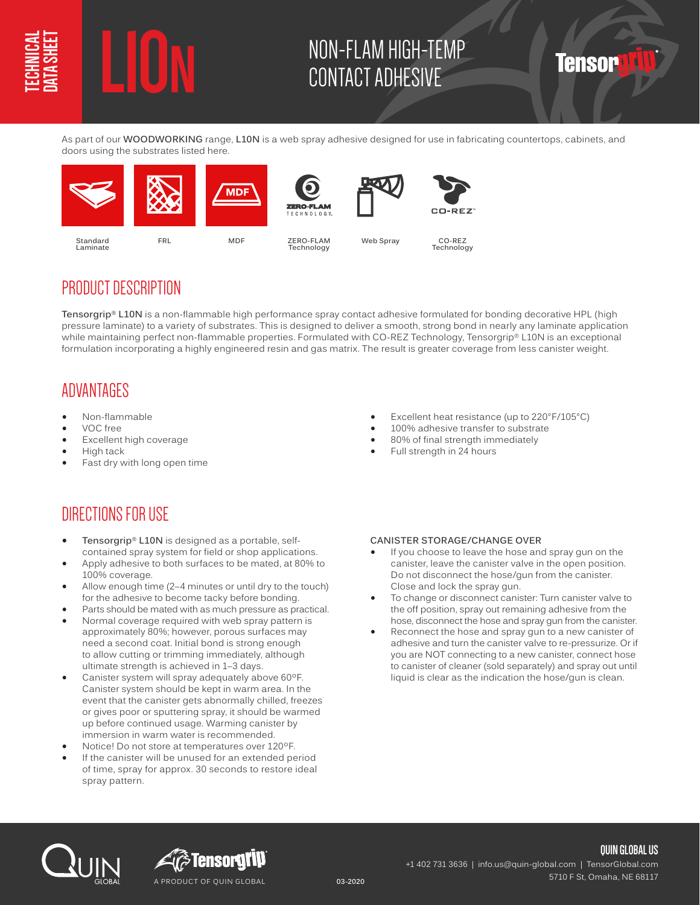TECHNICAL DATA SHEET

# L10N

## NON-FLAM HIGH-TEMP CONTACT ADHESIVE

Tensorgrip®

As part of our **WOODWORKING** range, **L10N** is a web spray adhesive designed for use in fabricating countertops, cabinets, and doors using the substrates listed here.

Standard Laminate | FRL | MDF | ZERO-FLAM Technology | Web Spray | CO-REZ Technology

## PRODUCT DESCRIPTION

**Tensorgrip® L10N** is a non-flammable high performance spray contact adhesive formulated for bonding decorative HPL (high pressure laminate) to a variety of substrates. This is designed to deliver a smooth, strong bond in nearly any laminate application while maintaining perfect non-flammable properties. Formulated with CO-REZ Technology, Tensorgrip® L10N is an exceptional formulation incorporating a highly engineered resin and gas matrix. The result is greater coverage from less canister weight.

## ADVANTAGES

- Non-flammable
- VOC free
- Excellent high coverage
- High tack
- Fast dry with long open time
- Excellent heat resistance (up to 220°F/105°C)
- 100% adhesive transfer to substrate
- 80% of final strength immediately
- Full strength in 24 hours

## DIRECTIONS FOR USE

- **Tensorgrip® L10N** is designed as a portable, self-contained spray system for field or shop applications.
- Apply adhesive to both surfaces to be mated, at 80% to 100% coverage.
- Allow enough time (2–4 minutes or until dry to the touch) for the adhesive to become tacky before bonding.
- Parts should be mated with as much pressure as practical.
- Normal coverage required with web spray pattern is approximately 80%; however, porous surfaces may need a second coat. Initial bond is strong enough to allow cutting or trimming immediately, although ultimate strength is achieved in 1–3 days.
- Canister system will spray adequately above 60ºF. Canister system should be kept in warm area. In the event that the canister gets abnormally chilled, freezes or gives poor or sputtering spray, it should be warmed up before continued usage. Warming canister by immersion in warm water is recommended.
- Notice! Do not store at temperatures over 120ºF.
- If the canister will be unused for an extended period of time, spray for approx. 30 seconds to restore ideal spray pattern.

**CANISTER STORAGE/CHANGE OVER**

- If you choose to leave the hose and spray gun on the canister, leave the canister valve in the open position. Do not disconnect the hose/gun from the canister. Close and lock the spray gun.
- To change or disconnect canister: Turn canister valve to the off position, spray out remaining adhesive from the hose, disconnect the hose and spray gun from the canister.
- Reconnect the hose and spray gun to a new canister of adhesive and turn the canister valve to re-pressurize. Or if you are NOT connecting to a new canister, connect hose to canister of cleaner (sold separately) and spray out until liquid is clear as the indication the hose/gun is clean.

QUIN GLOBAL | Tensorgrip® A PRODUCT OF QUIN GLOBAL | 03-2020

**QUIN GLOBAL US**
+1 402 731 3636 | info.us@quin-global.com | TensorGlobal.com
5710 F St, Omaha, NE 68117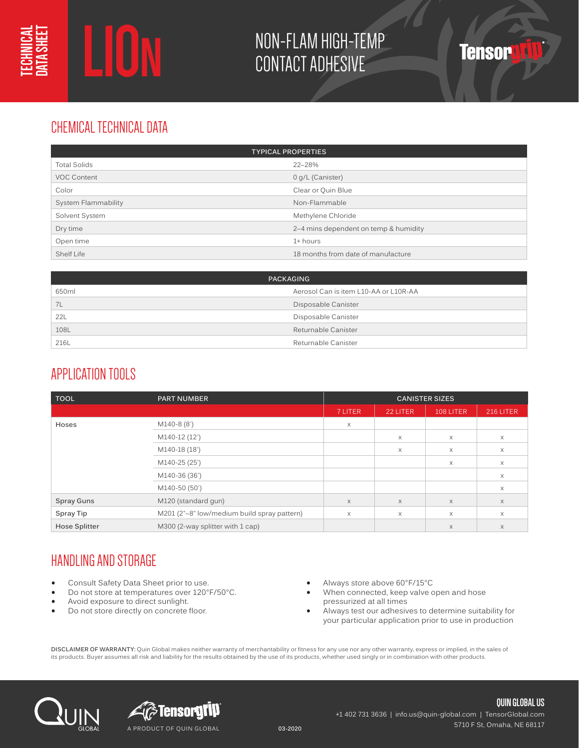TECHNICAL DATA SHEET

# LION

## NON-FLAM HIGH-TEMP CONTACT ADHESIVE

Tensorgrip

## CHEMICAL TECHNICAL DATA

| TYPICAL PROPERTIES | |
|---|---|
| Total Solids | 22–28% |
| VOC Content | 0 g/L (Canister) |
| Color | Clear or Quin Blue |
| System Flammability | Non-Flammable |
| Solvent System | Methylene Chloride |
| Dry time | 2–4 mins dependent on temp & humidity |
| Open time | 1+ hours |
| Shelf Life | 18 months from date of manufacture |

| PACKAGING | |
|---|---|
| 650ml | Aerosol Can is item L10-AA or L10R-AA |
| 7L | Disposable Canister |
| 22L | Disposable Canister |
| 108L | Returnable Canister |
| 216L | Returnable Canister |

## APPLICATION TOOLS

| TOOL | PART NUMBER | CANISTER SIZES | | | |
|---|---|---|---|---|---|
| | | 7 LITER | 22 LITER | 108 LITER | 216 LITER |
| Hoses | M140-8 (8') | x | | | |
| | M140-12 (12') | | x | x | x |
| | M140-18 (18') | | x | x | x |
| | M140-25 (25') | | | x | x |
| | M140-36 (36') | | | | x |
| | M140-50 (50') | | | | x |
| Spray Guns | M120 (standard gun) | x | x | x | x |
| Spray Tip | M201 (2"–8" low/medium build spray pattern) | x | x | x | x |
| Hose Splitter | M300 (2-way splitter with 1 cap) | | | x | x |

## HANDLING AND STORAGE

- Consult Safety Data Sheet prior to use.
- Do not store at temperatures over 120°F/50°C.
- Avoid exposure to direct sunlight.
- Do not store directly on concrete floor.
- Always store above 60°F/15°C
- When connected, keep valve open and hose pressurized at all times
- Always test our adhesives to determine suitability for your particular application prior to use in production

**DISCLAIMER OF WARRANTY:** Quin Global makes neither warranty of merchantability or fitness for any use nor any other warranty, express or implied, in the sales of its products. Buyer assumes all risk and liability for the results obtained by the use of its products, whether used singly or in combination with other products.

QUIN GLOBAL

Tensorgrip
A PRODUCT OF QUIN GLOBAL

03-2020

**QUIN GLOBAL US**
+1 402 731 3636 | info.us@quin-global.com | TensorGlobal.com
5710 F St, Omaha, NE 68117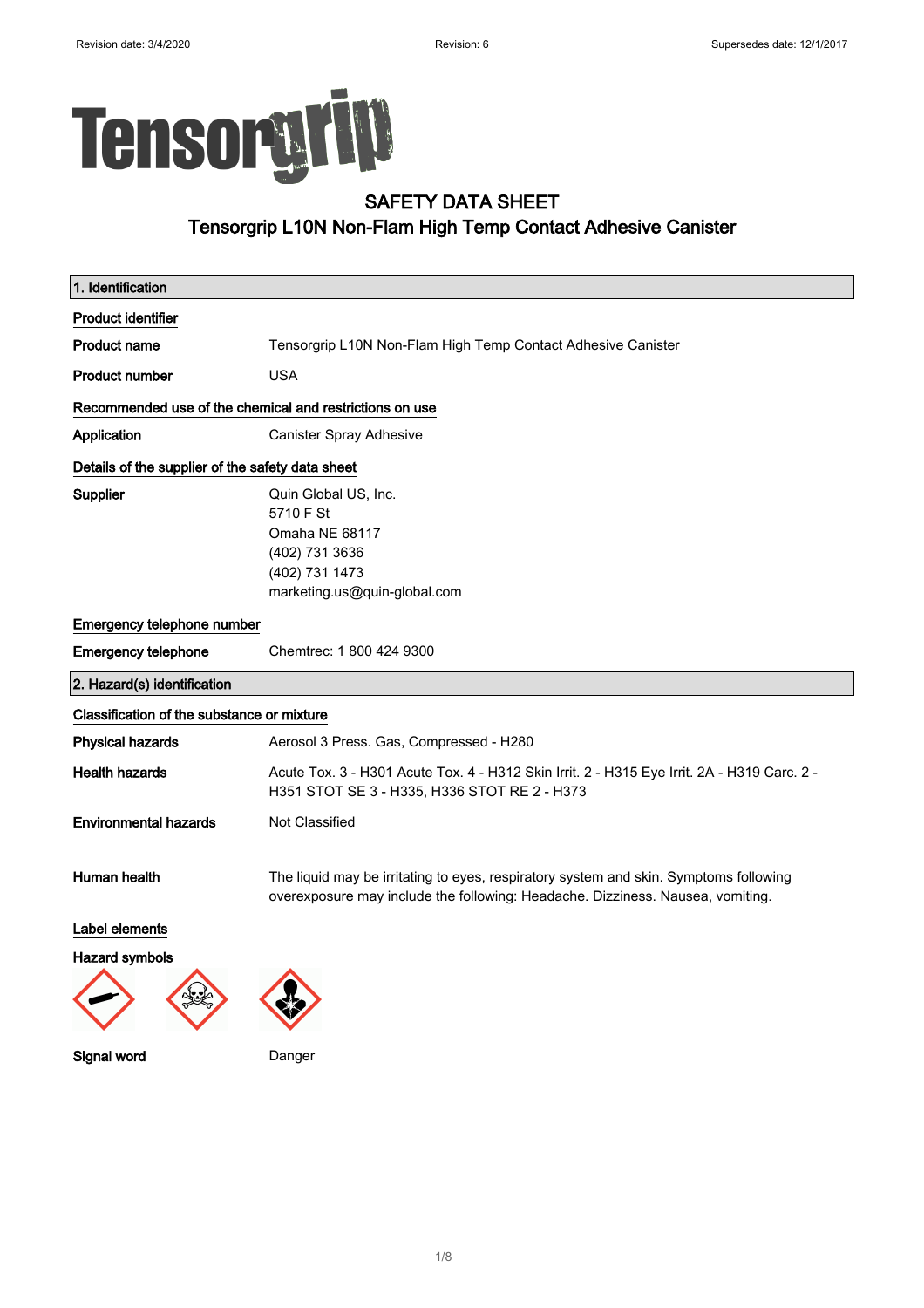Tensorgrip

# SAFETY DATA SHEET
## Tensorgrip L10N Non-Flam High Temp Contact Adhesive Canister

### 1. Identification

**Product identifier**

| | |
|---|---|
| **Product name** | Tensorgrip L10N Non-Flam High Temp Contact Adhesive Canister |
| **Product number** | USA |

**Recommended use of the chemical and restrictions on use**

| | |
|---|---|
| **Application** | Canister Spray Adhesive |

**Details of the supplier of the safety data sheet**

| | |
|---|---|
| **Supplier** | Quin Global US, Inc.<br>5710 F St<br>Omaha NE 68117<br>(402) 731 3636<br>(402) 731 1473<br>marketing.us@quin-global.com |

**Emergency telephone number**

| | |
|---|---|
| **Emergency telephone** | Chemtrec: 1 800 424 9300 |

### 2. Hazard(s) identification

**Classification of the substance or mixture**

| | |
|---|---|
| **Physical hazards** | Aerosol 3 Press. Gas, Compressed - H280 |
| **Health hazards** | Acute Tox. 3 - H301 Acute Tox. 4 - H312 Skin Irrit. 2 - H315 Eye Irrit. 2A - H319 Carc. 2 - H351 STOT SE 3 - H335, H336 STOT RE 2 - H373 |
| **Environmental hazards** | Not Classified |
| **Human health** | The liquid may be irritating to eyes, respiratory system and skin. Symptoms following overexposure may include the following: Headache. Dizziness. Nausea, vomiting. |

**Label elements**

**Hazard symbols**

| | |
|---|---|
| **Signal word** | Danger |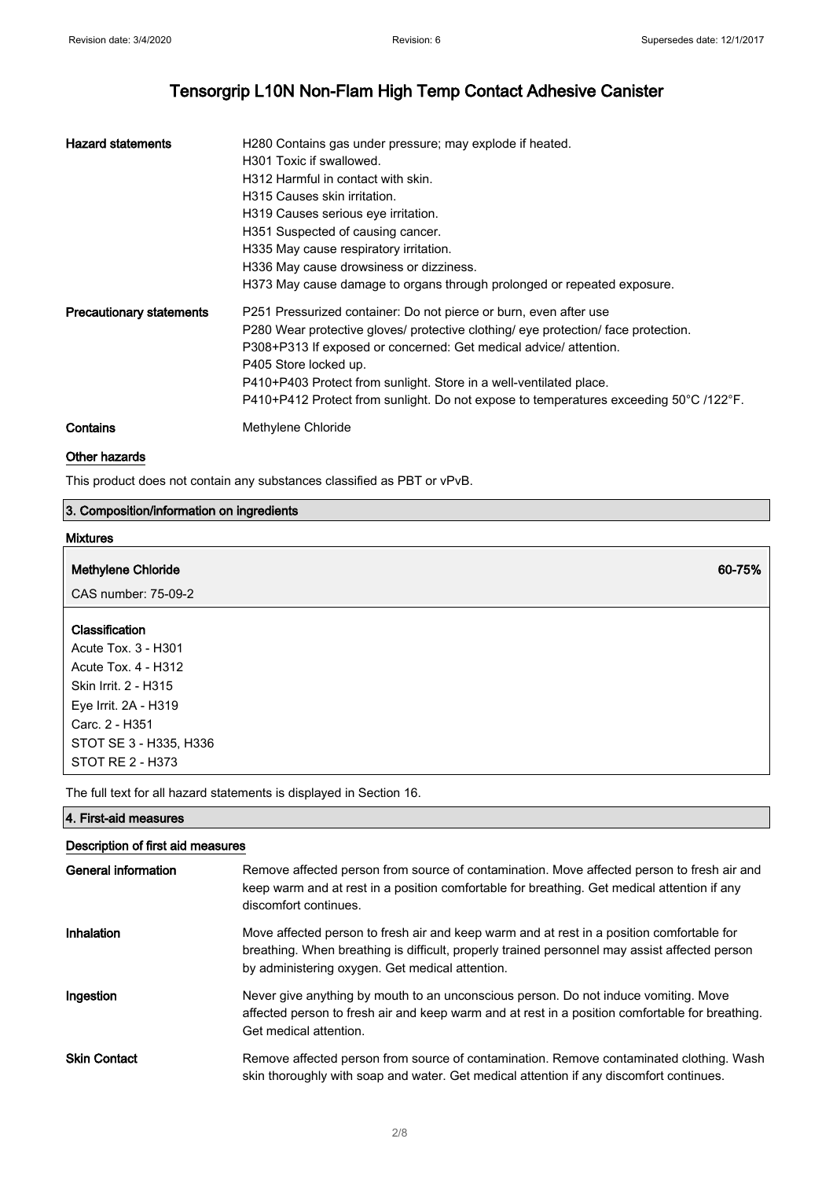# Tensorgrip L10N Non-Flam High Temp Contact Adhesive Canister

| | |
|---|---|
| **Hazard statements** | H280 Contains gas under pressure; may explode if heated.<br>H301 Toxic if swallowed.<br>H312 Harmful in contact with skin.<br>H315 Causes skin irritation.<br>H319 Causes serious eye irritation.<br>H351 Suspected of causing cancer.<br>H335 May cause respiratory irritation.<br>H336 May cause drowsiness or dizziness.<br>H373 May cause damage to organs through prolonged or repeated exposure. |
| **Precautionary statements** | P251 Pressurized container: Do not pierce or burn, even after use<br>P280 Wear protective gloves/ protective clothing/ eye protection/ face protection.<br>P308+P313 If exposed or concerned: Get medical advice/ attention.<br>P405 Store locked up.<br>P410+P403 Protect from sunlight. Store in a well-ventilated place.<br>P410+P412 Protect from sunlight. Do not expose to temperatures exceeding 50°C /122°F. |
| **Contains** | Methylene Chloride |

### Other hazards

This product does not contain any substances classified as PBT or vPvB.

## 3. Composition/information on ingredients

### Mixtures

**Methylene Chloride** — 60-75%

CAS number: 75-09-2

**Classification**

Acute Tox. 3 - H301
Acute Tox. 4 - H312
Skin Irrit. 2 - H315
Eye Irrit. 2A - H319
Carc. 2 - H351
STOT SE 3 - H335, H336
STOT RE 2 - H373

The full text for all hazard statements is displayed in Section 16.

## 4. First-aid measures

### Description of first aid measures

| | |
|---|---|
| **General information** | Remove affected person from source of contamination. Move affected person to fresh air and keep warm and at rest in a position comfortable for breathing. Get medical attention if any discomfort continues. |
| **Inhalation** | Move affected person to fresh air and keep warm and at rest in a position comfortable for breathing. When breathing is difficult, properly trained personnel may assist affected person by administering oxygen. Get medical attention. |
| **Ingestion** | Never give anything by mouth to an unconscious person. Do not induce vomiting. Move affected person to fresh air and keep warm and at rest in a position comfortable for breathing. Get medical attention. |
| **Skin Contact** | Remove affected person from source of contamination. Remove contaminated clothing. Wash skin thoroughly with soap and water. Get medical attention if any discomfort continues. |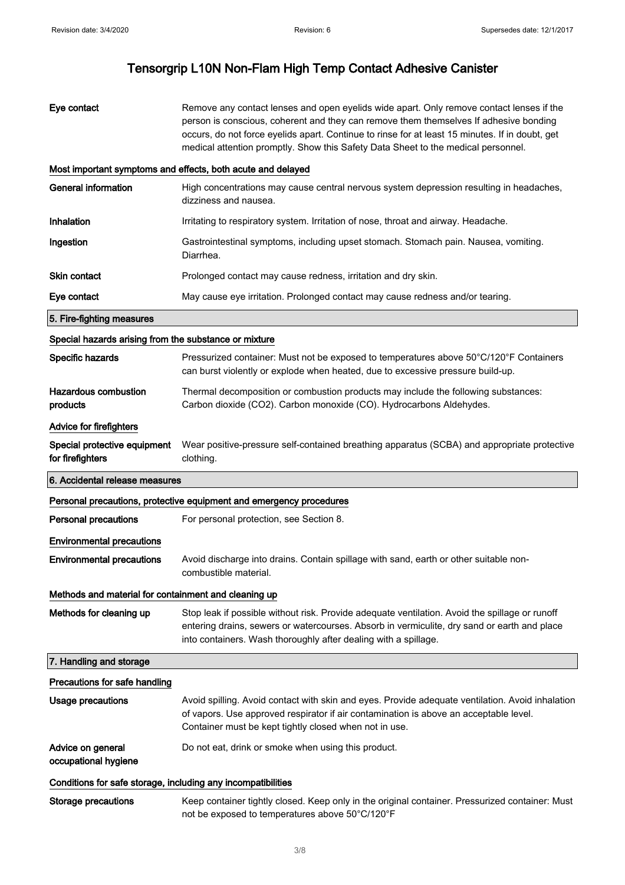| | |
|---|---|
| **Eye contact** | Remove any contact lenses and open eyelids wide apart. Only remove contact lenses if the person is conscious, coherent and they can remove them themselves If adhesive bonding occurs, do not force eyelids apart. Continue to rinse for at least 15 minutes. If in doubt, get medical attention promptly. Show this Safety Data Sheet to the medical personnel. |

### Most important symptoms and effects, both acute and delayed

| | |
|---|---|
| **General information** | High concentrations may cause central nervous system depression resulting in headaches, dizziness and nausea. |
| **Inhalation** | Irritating to respiratory system. Irritation of nose, throat and airway. Headache. |
| **Ingestion** | Gastrointestinal symptoms, including upset stomach. Stomach pain. Nausea, vomiting. Diarrhea. |
| **Skin contact** | Prolonged contact may cause redness, irritation and dry skin. |
| **Eye contact** | May cause eye irritation. Prolonged contact may cause redness and/or tearing. |

## 5. Fire-fighting measures

### Special hazards arising from the substance or mixture

| | |
|---|---|
| **Specific hazards** | Pressurized container: Must not be exposed to temperatures above 50°C/120°F Containers can burst violently or explode when heated, due to excessive pressure build-up. |
| **Hazardous combustion products** | Thermal decomposition or combustion products may include the following substances: Carbon dioxide ($CO_2$). Carbon monoxide (CO). Hydrocarbons Aldehydes. |

### Advice for firefighters

| | |
|---|---|
| **Special protective equipment for firefighters** | Wear positive-pressure self-contained breathing apparatus (SCBA) and appropriate protective clothing. |

## 6. Accidental release measures

### Personal precautions, protective equipment and emergency procedures

| | |
|---|---|
| **Personal precautions** | For personal protection, see Section 8. |

### Environmental precautions

| | |
|---|---|
| **Environmental precautions** | Avoid discharge into drains. Contain spillage with sand, earth or other suitable non-combustible material. |

### Methods and material for containment and cleaning up

| | |
|---|---|
| **Methods for cleaning up** | Stop leak if possible without risk. Provide adequate ventilation. Avoid the spillage or runoff entering drains, sewers or watercourses. Absorb in vermiculite, dry sand or earth and place into containers. Wash thoroughly after dealing with a spillage. |

## 7. Handling and storage

### Precautions for safe handling

| | |
|---|---|
| **Usage precautions** | Avoid spilling. Avoid contact with skin and eyes. Provide adequate ventilation. Avoid inhalation of vapors. Use approved respirator if air contamination is above an acceptable level. Container must be kept tightly closed when not in use. |
| **Advice on general occupational hygiene** | Do not eat, drink or smoke when using this product. |

### Conditions for safe storage, including any incompatibilities

| | |
|---|---|
| **Storage precautions** | Keep container tightly closed. Keep only in the original container. Pressurized container: Must not be exposed to temperatures above 50°C/120°F |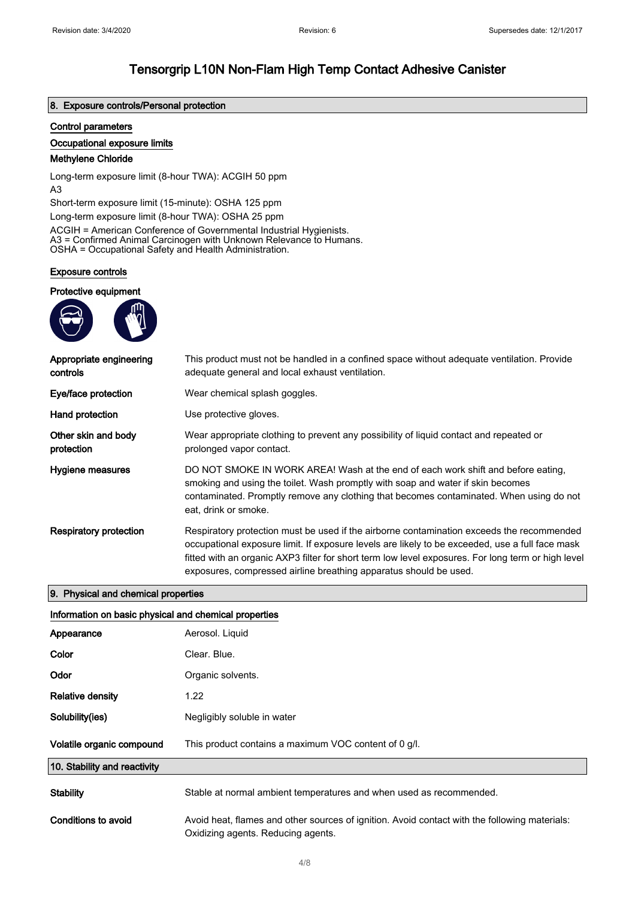# Tensorgrip L10N Non-Flam High Temp Contact Adhesive Canister

## 8. Exposure controls/Personal protection

### Control parameters

### Occupational exposure limits

**Methylene Chloride**

Long-term exposure limit (8-hour TWA): ACGIH 50 ppm
A3
Short-term exposure limit (15-minute): OSHA 125 ppm
Long-term exposure limit (8-hour TWA): OSHA 25 ppm

ACGIH = American Conference of Governmental Industrial Hygienists.
A3 = Confirmed Animal Carcinogen with Unknown Relevance to Humans.
OSHA = Occupational Safety and Health Administration.

### Exposure controls

**Protective equipment**

| | |
|---|---|
| **Appropriate engineering controls** | This product must not be handled in a confined space without adequate ventilation. Provide adequate general and local exhaust ventilation. |
| **Eye/face protection** | Wear chemical splash goggles. |
| **Hand protection** | Use protective gloves. |
| **Other skin and body protection** | Wear appropriate clothing to prevent any possibility of liquid contact and repeated or prolonged vapor contact. |
| **Hygiene measures** | DO NOT SMOKE IN WORK AREA! Wash at the end of each work shift and before eating, smoking and using the toilet. Wash promptly with soap and water if skin becomes contaminated. Promptly remove any clothing that becomes contaminated. When using do not eat, drink or smoke. |
| **Respiratory protection** | Respiratory protection must be used if the airborne contamination exceeds the recommended occupational exposure limit. If exposure levels are likely to be exceeded, use a full face mask fitted with an organic AXP3 filter for short term low level exposures. For long term or high level exposures, compressed airline breathing apparatus should be used. |

## 9. Physical and chemical properties

### Information on basic physical and chemical properties

| | |
|---|---|
| **Appearance** | Aerosol. Liquid |
| **Color** | Clear. Blue. |
| **Odor** | Organic solvents. |
| **Relative density** | 1.22 |
| **Solubility(ies)** | Negligibly soluble in water |
| **Volatile organic compound** | This product contains a maximum VOC content of 0 g/l. |

## 10. Stability and reactivity

| | |
|---|---|
| **Stability** | Stable at normal ambient temperatures and when used as recommended. |
| **Conditions to avoid** | Avoid heat, flames and other sources of ignition. Avoid contact with the following materials: Oxidizing agents. Reducing agents. |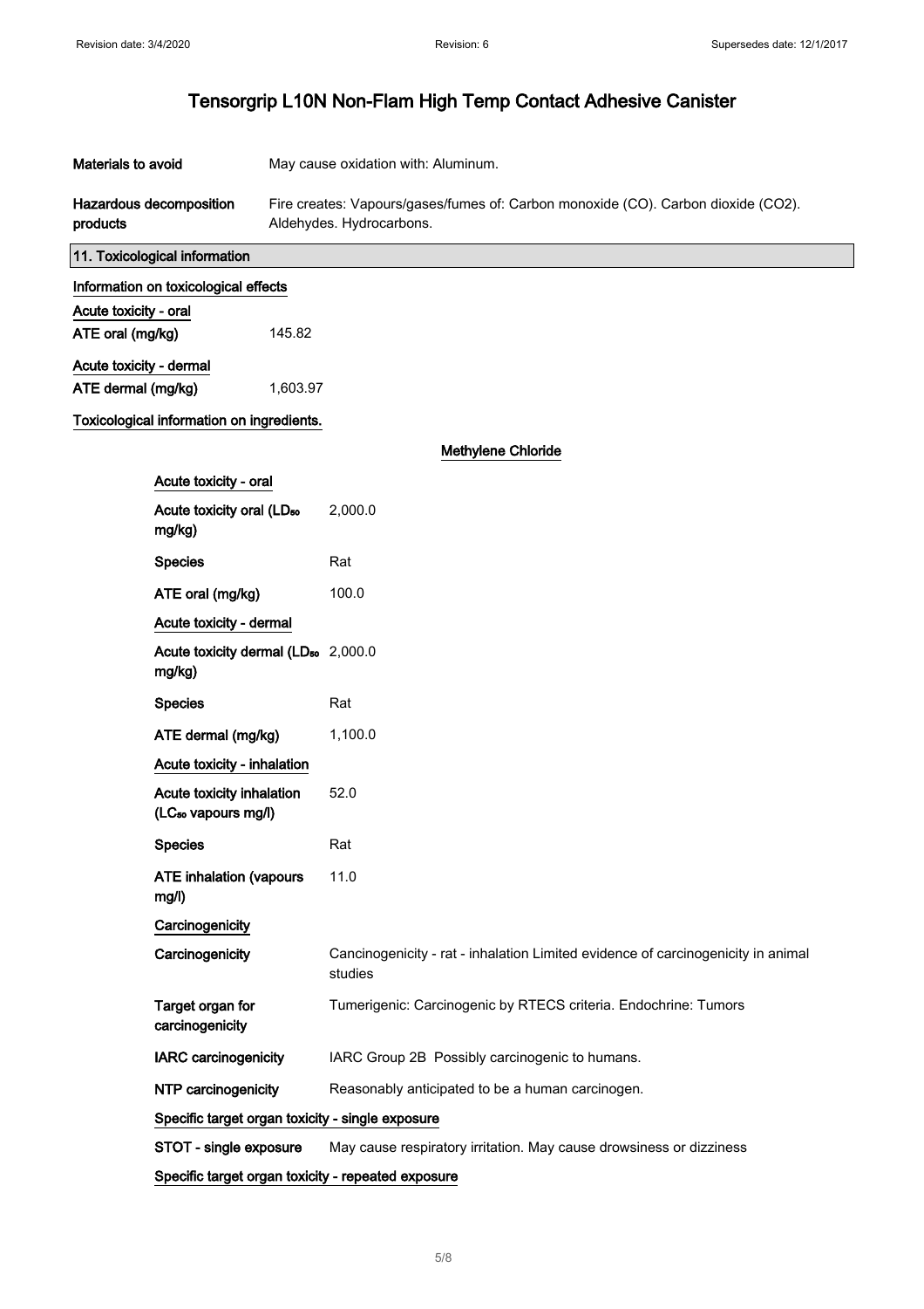# Tensorgrip L10N Non-Flam High Temp Contact Adhesive Canister

| | |
|---|---|
| **Materials to avoid** | May cause oxidation with: Aluminum. |
| **Hazardous decomposition products** | Fire creates: Vapours/gases/fumes of: Carbon monoxide (CO). Carbon dioxide (CO2). Aldehydes. Hydrocarbons. |

## 11. Toxicological information

**Information on toxicological effects**

**Acute toxicity - oral**

| | |
|---|---|
| **ATE oral (mg/kg)** | 145.82 |

**Acute toxicity - dermal**

| | |
|---|---|
| **ATE dermal (mg/kg)** | 1,603.97 |

**Toxicological information on ingredients.**

### Methylene Chloride

**Acute toxicity - oral**

| | |
|---|---|
| **Acute toxicity oral ($LD_{50}$ mg/kg)** | 2,000.0 |
| **Species** | Rat |
| **ATE oral (mg/kg)** | 100.0 |

**Acute toxicity - dermal**

| | |
|---|---|
| **Acute toxicity dermal ($LD_{50}$ mg/kg)** | 2,000.0 |
| **Species** | Rat |
| **ATE dermal (mg/kg)** | 1,100.0 |

**Acute toxicity - inhalation**

| | |
|---|---|
| **Acute toxicity inhalation ($LC_{50}$ vapours mg/l)** | 52.0 |
| **Species** | Rat |
| **ATE inhalation (vapours mg/l)** | 11.0 |

**Carcinogenicity**

| | |
|---|---|
| **Carcinogenicity** | Cancinogenicity - rat - inhalation Limited evidence of carcinogenicity in animal studies |
| **Target organ for carcinogenicity** | Tumerigenic: Carcinogenic by RTECS criteria. Endochrine: Tumors |
| **IARC carcinogenicity** | IARC Group 2B Possibly carcinogenic to humans. |
| **NTP carcinogenicity** | Reasonably anticipated to be a human carcinogen. |

**Specific target organ toxicity - single exposure**

| | |
|---|---|
| **STOT - single exposure** | May cause respiratory irritation. May cause drowsiness or dizziness |

**Specific target organ toxicity - repeated exposure**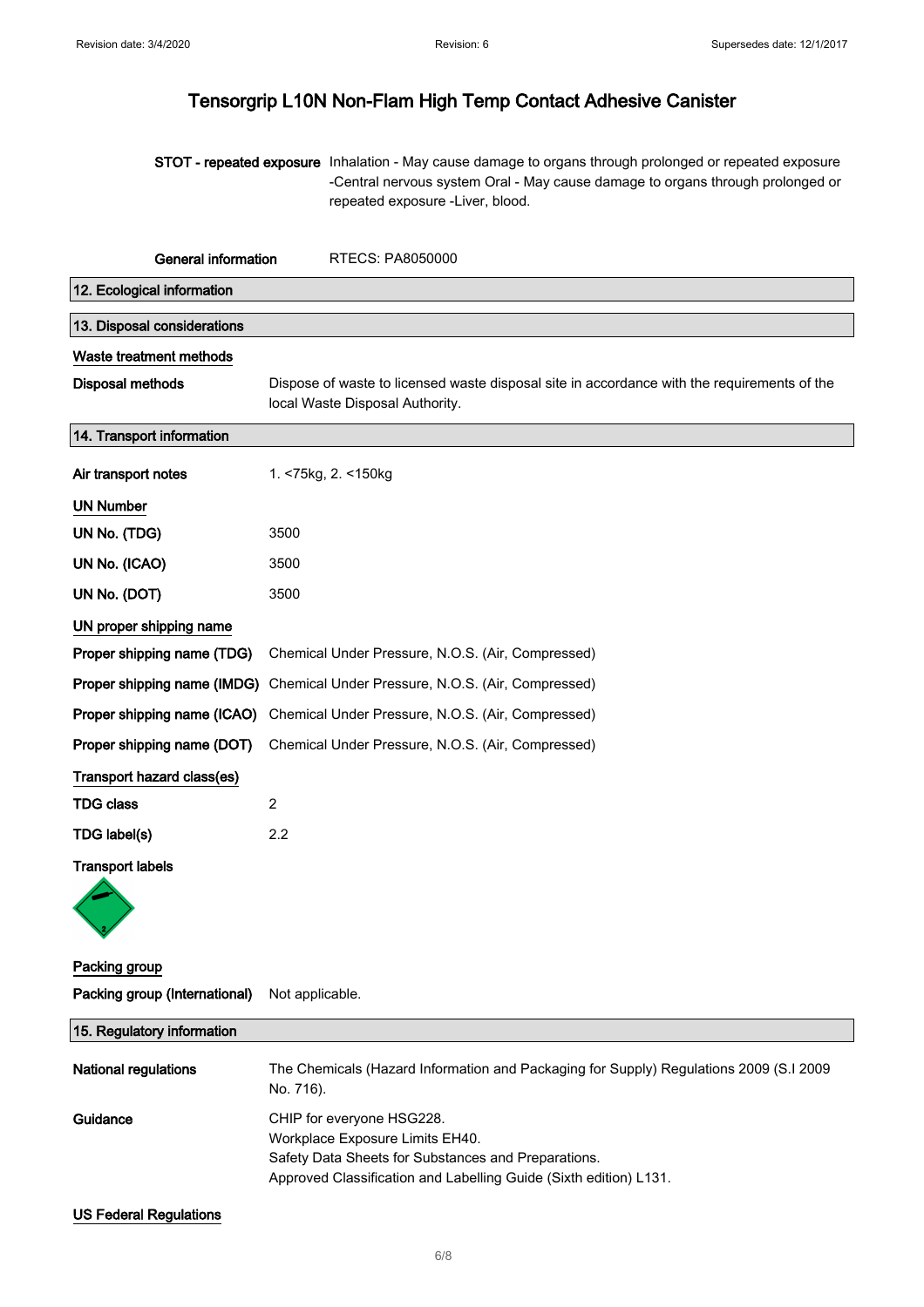**STOT - repeated exposure** Inhalation - May cause damage to organs through prolonged or repeated exposure -Central nervous system Oral - May cause damage to organs through prolonged or repeated exposure -Liver, blood.

**General information** RTECS: PA8050000

## 12. Ecological information

## 13. Disposal considerations

**Waste treatment methods**

**Disposal methods** Dispose of waste to licensed waste disposal site in accordance with the requirements of the local Waste Disposal Authority.

## 14. Transport information

**Air transport notes** 1. <75kg, 2. <150kg

**UN Number**

| | |
|---|---|
| **UN No. (TDG)** | 3500 |
| **UN No. (ICAO)** | 3500 |
| **UN No. (DOT)** | 3500 |

**UN proper shipping name**

| | |
|---|---|
| **Proper shipping name (TDG)** | Chemical Under Pressure, N.O.S. (Air, Compressed) |
| **Proper shipping name (IMDG)** | Chemical Under Pressure, N.O.S. (Air, Compressed) |
| **Proper shipping name (ICAO)** | Chemical Under Pressure, N.O.S. (Air, Compressed) |
| **Proper shipping name (DOT)** | Chemical Under Pressure, N.O.S. (Air, Compressed) |

**Transport hazard class(es)**

| | |
|---|---|
| **TDG class** | 2 |
| **TDG label(s)** | 2.2 |

**Transport labels**

**Packing group**

**Packing group (International)** Not applicable.

## 15. Regulatory information

**National regulations** The Chemicals (Hazard Information and Packaging for Supply) Regulations 2009 (S.I 2009 No. 716).

**Guidance** CHIP for everyone HSG228.
Workplace Exposure Limits EH40.
Safety Data Sheets for Substances and Preparations.
Approved Classification and Labelling Guide (Sixth edition) L131.

**US Federal Regulations**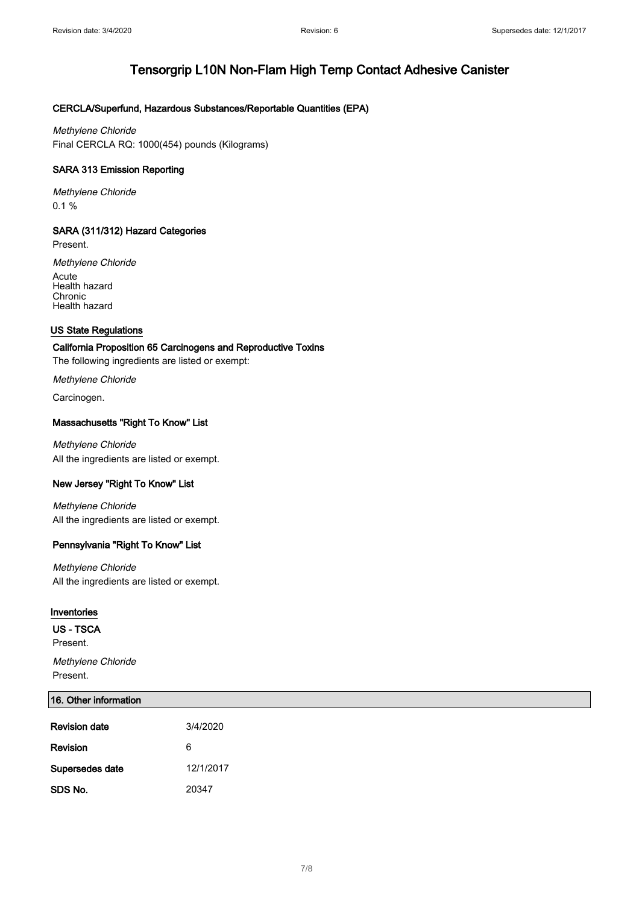#### CERCLA/Superfund, Hazardous Substances/Reportable Quantities (EPA)

*Methylene Chloride*

Final CERCLA RQ: 1000(454) pounds (Kilograms)

#### SARA 313 Emission Reporting

*Methylene Chloride*

0.1 %

#### SARA (311/312) Hazard Categories

Present.

*Methylene Chloride*

Acute
Health hazard
Chronic
Health hazard

#### US State Regulations

#### California Proposition 65 Carcinogens and Reproductive Toxins

The following ingredients are listed or exempt:

*Methylene Chloride*

Carcinogen.

#### Massachusetts "Right To Know" List

*Methylene Chloride*

All the ingredients are listed or exempt.

#### New Jersey "Right To Know" List

*Methylene Chloride*

All the ingredients are listed or exempt.

#### Pennsylvania "Right To Know" List

*Methylene Chloride*

All the ingredients are listed or exempt.

#### Inventories

#### US - TSCA

Present.

*Methylene Chloride*

Present.

## 16. Other information

| | |
|---|---|
| **Revision date** | 3/4/2020 |
| **Revision** | 6 |
| **Supersedes date** | 12/1/2017 |
| **SDS No.** | 20347 |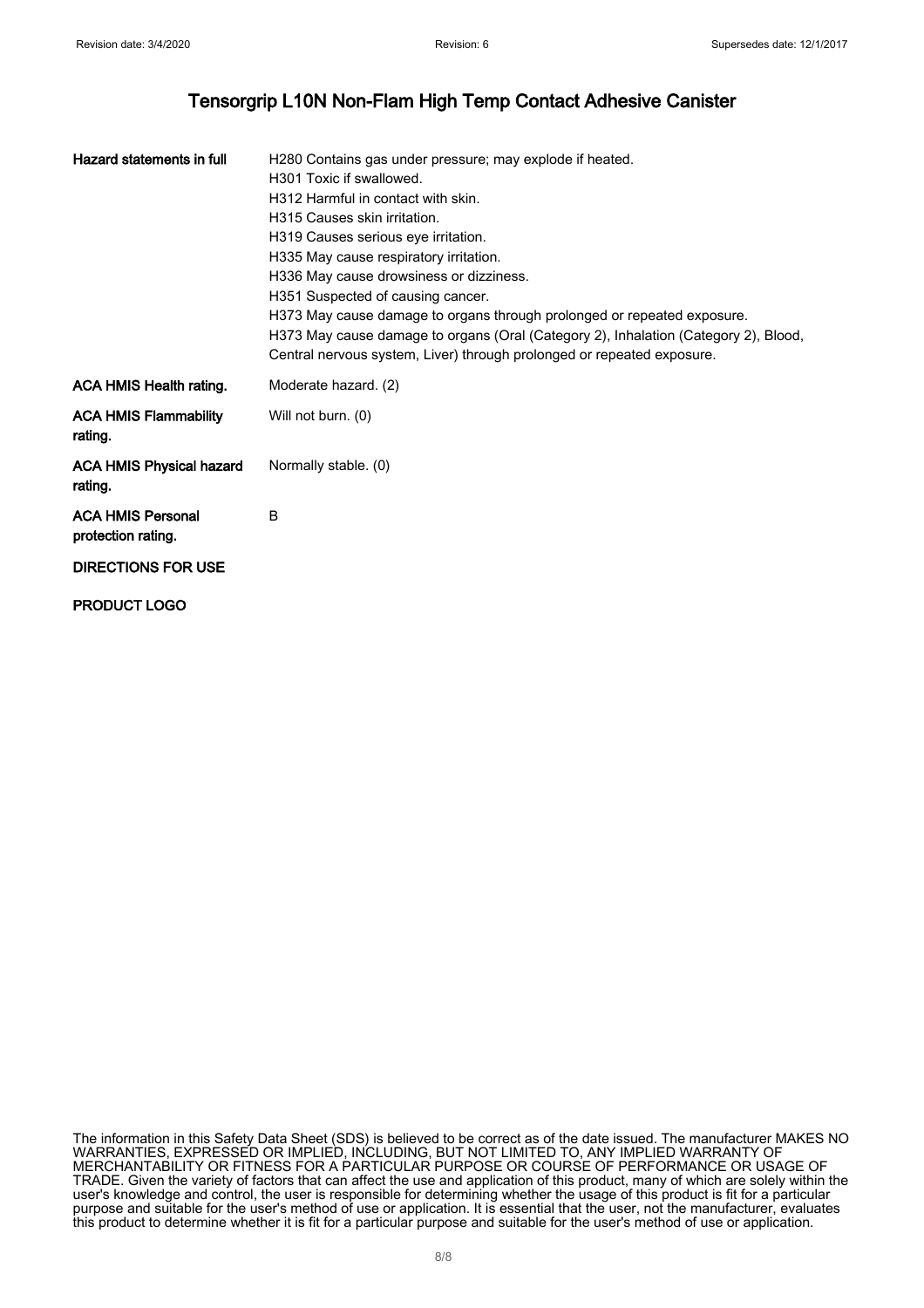| | |
|---|---|
| **Hazard statements in full** | H280 Contains gas under pressure; may explode if heated.<br>H301 Toxic if swallowed.<br>H312 Harmful in contact with skin.<br>H315 Causes skin irritation.<br>H319 Causes serious eye irritation.<br>H335 May cause respiratory irritation.<br>H336 May cause drowsiness or dizziness.<br>H351 Suspected of causing cancer.<br>H373 May cause damage to organs through prolonged or repeated exposure.<br>H373 May cause damage to organs (Oral (Category 2), Inhalation (Category 2), Blood, Central nervous system, Liver) through prolonged or repeated exposure. |
| **ACA HMIS Health rating.** | Moderate hazard. (2) |
| **ACA HMIS Flammability rating.** | Will not burn. (0) |
| **ACA HMIS Physical hazard rating.** | Normally stable. (0) |
| **ACA HMIS Personal protection rating.** | B |

**DIRECTIONS FOR USE**

**PRODUCT LOGO**

The information in this Safety Data Sheet (SDS) is believed to be correct as of the date issued. The manufacturer MAKES NO WARRANTIES, EXPRESSED OR IMPLIED, INCLUDING, BUT NOT LIMITED TO, ANY IMPLIED WARRANTY OF MERCHANTABILITY OR FITNESS FOR A PARTICULAR PURPOSE OR COURSE OF PERFORMANCE OR USAGE OF TRADE. Given the variety of factors that can affect the use and application of this product, many of which are solely within the user's knowledge and control, the user is responsible for determining whether the usage of this product is fit for a particular purpose and suitable for the user's method of use or application. It is essential that the user, not the manufacturer, evaluates this product to determine whether it is fit for a particular purpose and suitable for the user's method of use or application.